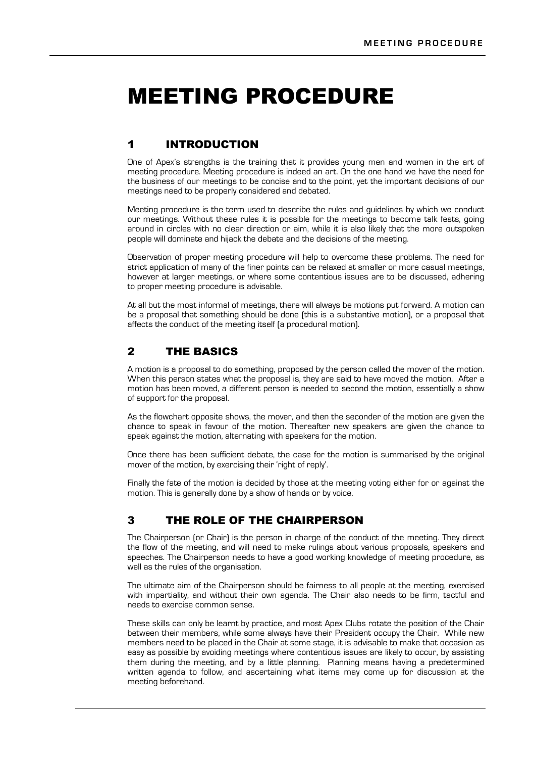# MEETING PROCEDURE

## 1 INTRODUCTION

One of Apex's strengths is the training that it provides young men and women in the art of meeting procedure. Meeting procedure is indeed an art. On the one hand we have the need for the business of our meetings to be concise and to the point, yet the important decisions of our meetings need to be properly considered and debated.

Meeting procedure is the term used to describe the rules and guidelines by which we conduct our meetings. Without these rules it is possible for the meetings to become talk fests, going around in circles with no clear direction or aim, while it is also likely that the more outspoken people will dominate and hijack the debate and the decisions of the meeting.

Observation of proper meeting procedure will help to overcome these problems. The need for strict application of many of the finer points can be relaxed at smaller or more casual meetings, however at larger meetings, or where some contentious issues are to be discussed, adhering to proper meeting procedure is advisable.

At all but the most informal of meetings, there will always be motions put forward. A motion can be a proposal that something should be done (this is a substantive motion), or a proposal that affects the conduct of the meeting itself (a procedural motion).

## 2 THE BASICS

A motion is a proposal to do something, proposed by the person called the mover of the motion. When this person states what the proposal is, they are said to have moved the motion. After a motion has been moved, a different person is needed to second the motion, essentially a show of support for the proposal.

As the flowchart opposite shows, the mover, and then the seconder of the motion are given the chance to speak in favour of the motion. Thereafter new speakers are given the chance to speak against the motion, alternating with speakers for the motion.

Once there has been sufficient debate, the case for the motion is summarised by the original mover of the motion, by exercising their 'right of reply'.

Finally the fate of the motion is decided by those at the meeting voting either for or against the motion. This is generally done by a show of hands or by voice.

## 3 THE ROLE OF THE CHAIRPERSON

The Chairperson (or Chair) is the person in charge of the conduct of the meeting. They direct the flow of the meeting, and will need to make rulings about various proposals, speakers and speeches. The Chairperson needs to have a good working knowledge of meeting procedure, as well as the rules of the organisation.

The ultimate aim of the Chairperson should be fairness to all people at the meeting, exercised with impartiality, and without their own agenda. The Chair also needs to be firm, tactful and needs to exercise common sense.

These skills can only be learnt by practice, and most Apex Clubs rotate the position of the Chair between their members, while some always have their President occupy the Chair. While new members need to be placed in the Chair at some stage, it is advisable to make that occasion as easy as possible by avoiding meetings where contentious issues are likely to occur, by assisting them during the meeting, and by a little planning. Planning means having a predetermined written agenda to follow, and ascertaining what items may come up for discussion at the meeting beforehand.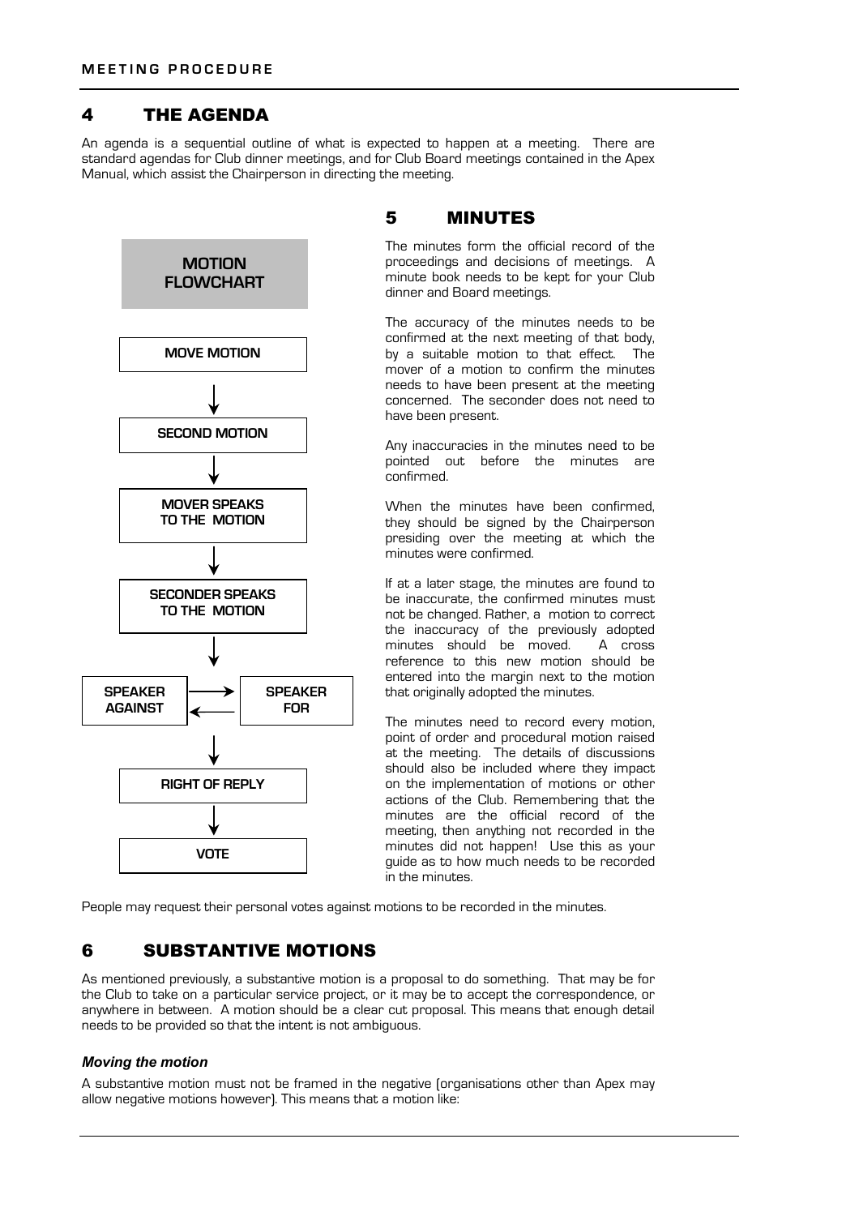## 4 THE AGENDA

An agenda is a sequential outline of what is expected to happen at a meeting. There are standard agendas for Club dinner meetings, and for Club Board meetings contained in the Apex Manual, which assist the Chairperson in directing the meeting.

**MOTION FLOWCHART**

MOVE MOTION → SECOND MOTION → MOVER SPEAKS TO THE MOTION → SECONDER SPEAKS TO THE MOTION → SPEAKER AGAINST ⇄ SPEAKER FOR → RIGHT OF REPLY → VOTE

## 5 MINUTES

The minutes form the official record of the proceedings and decisions of meetings. A minute book needs to be kept for your Club dinner and Board meetings.

The accuracy of the minutes needs to be confirmed at the next meeting of that body, by a suitable motion to that effect. The mover of a motion to confirm the minutes needs to have been present at the meeting concerned. The seconder does not need to have been present.

Any inaccuracies in the minutes need to be pointed out before the minutes are confirmed.

When the minutes have been confirmed, they should be signed by the Chairperson presiding over the meeting at which the minutes were confirmed.

If at a later stage, the minutes are found to be inaccurate, the confirmed minutes must not be changed. Rather, a motion to correct the inaccuracy of the previously adopted minutes should be moved. A cross reference to this new motion should be entered into the margin next to the motion that originally adopted the minutes.

The minutes need to record every motion, point of order and procedural motion raised at the meeting. The details of discussions should also be included where they impact on the implementation of motions or other actions of the Club. Remembering that the minutes are the official record of the meeting, then anything not recorded in the minutes did not happen! Use this as your guide as to how much needs to be recorded in the minutes.

People may request their personal votes against motions to be recorded in the minutes.

## 6 SUBSTANTIVE MOTIONS

As mentioned previously, a substantive motion is a proposal to do something. That may be for the Club to take on a particular service project, or it may be to accept the correspondence, or anywhere in between. A motion should be a clear cut proposal. This means that enough detail needs to be provided so that the intent is not ambiguous.

### *Moving the motion*

A substantive motion must not be framed in the negative (organisations other than Apex may allow negative motions however). This means that a motion like: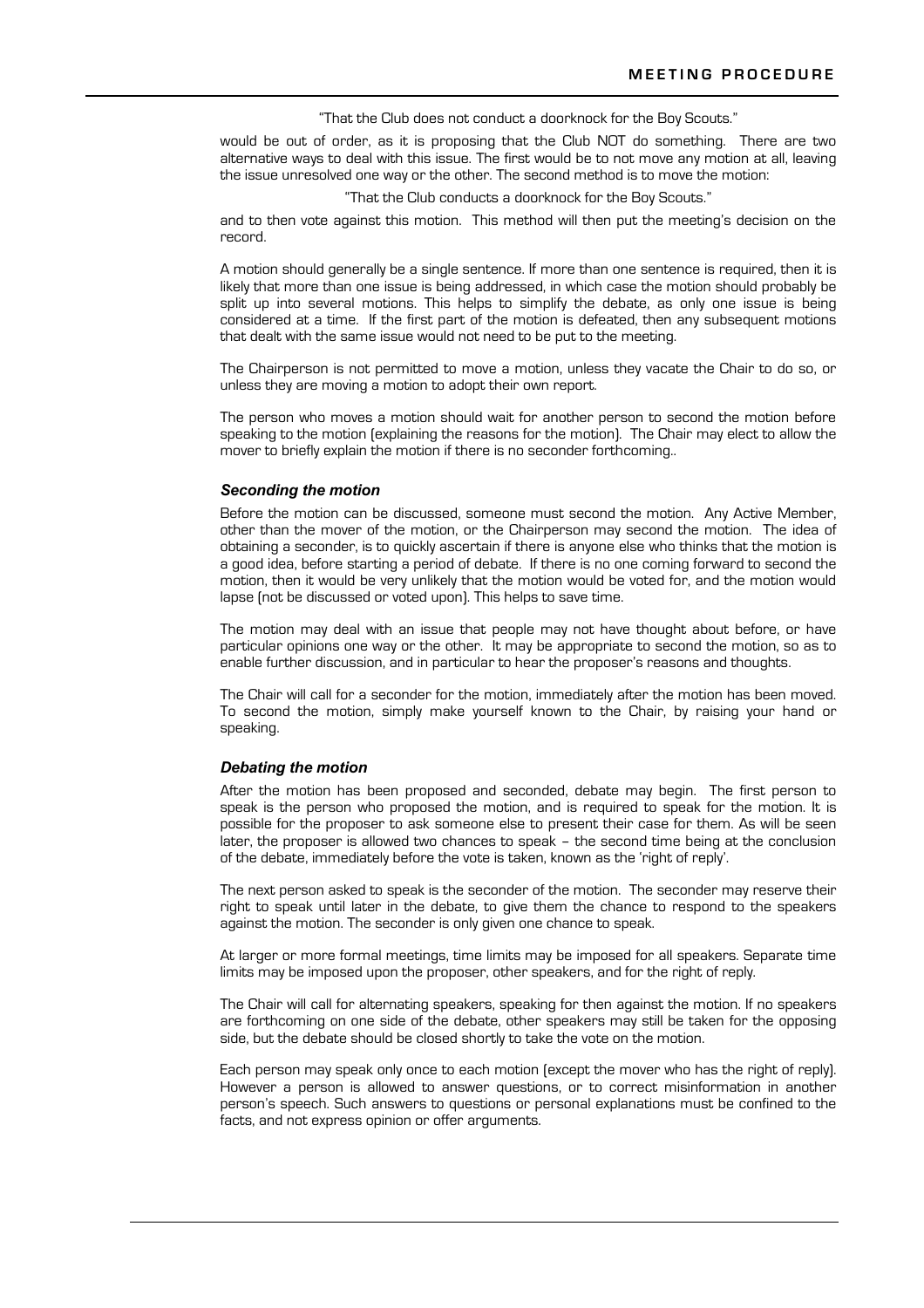"That the Club does not conduct a doorknock for the Boy Scouts."

would be out of order, as it is proposing that the Club NOT do something. There are two alternative ways to deal with this issue. The first would be to not move any motion at all, leaving the issue unresolved one way or the other. The second method is to move the motion:

"That the Club conducts a doorknock for the Boy Scouts."

and to then vote against this motion. This method will then put the meeting's decision on the record.

A motion should generally be a single sentence. If more than one sentence is required, then it is likely that more than one issue is being addressed, in which case the motion should probably be split up into several motions. This helps to simplify the debate, as only one issue is being considered at a time. If the first part of the motion is defeated, then any subsequent motions that dealt with the same issue would not need to be put to the meeting.

The Chairperson is not permitted to move a motion, unless they vacate the Chair to do so, or unless they are moving a motion to adopt their own report.

The person who moves a motion should wait for another person to second the motion before speaking to the motion (explaining the reasons for the motion). The Chair may elect to allow the mover to briefly explain the motion if there is no seconder forthcoming..

### *Seconding the motion*

Before the motion can be discussed, someone must second the motion. Any Active Member, other than the mover of the motion, or the Chairperson may second the motion. The idea of obtaining a seconder, is to quickly ascertain if there is anyone else who thinks that the motion is a good idea, before starting a period of debate. If there is no one coming forward to second the motion, then it would be very unlikely that the motion would be voted for, and the motion would lapse (not be discussed or voted upon). This helps to save time.

The motion may deal with an issue that people may not have thought about before, or have particular opinions one way or the other. It may be appropriate to second the motion, so as to enable further discussion, and in particular to hear the proposer's reasons and thoughts.

The Chair will call for a seconder for the motion, immediately after the motion has been moved. To second the motion, simply make yourself known to the Chair, by raising your hand or speaking.

### *Debating the motion*

After the motion has been proposed and seconded, debate may begin. The first person to speak is the person who proposed the motion, and is required to speak for the motion. It is possible for the proposer to ask someone else to present their case for them. As will be seen later, the proposer is allowed two chances to speak – the second time being at the conclusion of the debate, immediately before the vote is taken, known as the 'right of reply'.

The next person asked to speak is the seconder of the motion. The seconder may reserve their right to speak until later in the debate, to give them the chance to respond to the speakers against the motion. The seconder is only given one chance to speak.

At larger or more formal meetings, time limits may be imposed for all speakers. Separate time limits may be imposed upon the proposer, other speakers, and for the right of reply.

The Chair will call for alternating speakers, speaking for then against the motion. If no speakers are forthcoming on one side of the debate, other speakers may still be taken for the opposing side, but the debate should be closed shortly to take the vote on the motion.

Each person may speak only once to each motion (except the mover who has the right of reply). However a person is allowed to answer questions, or to correct misinformation in another person's speech. Such answers to questions or personal explanations must be confined to the facts, and not express opinion or offer arguments.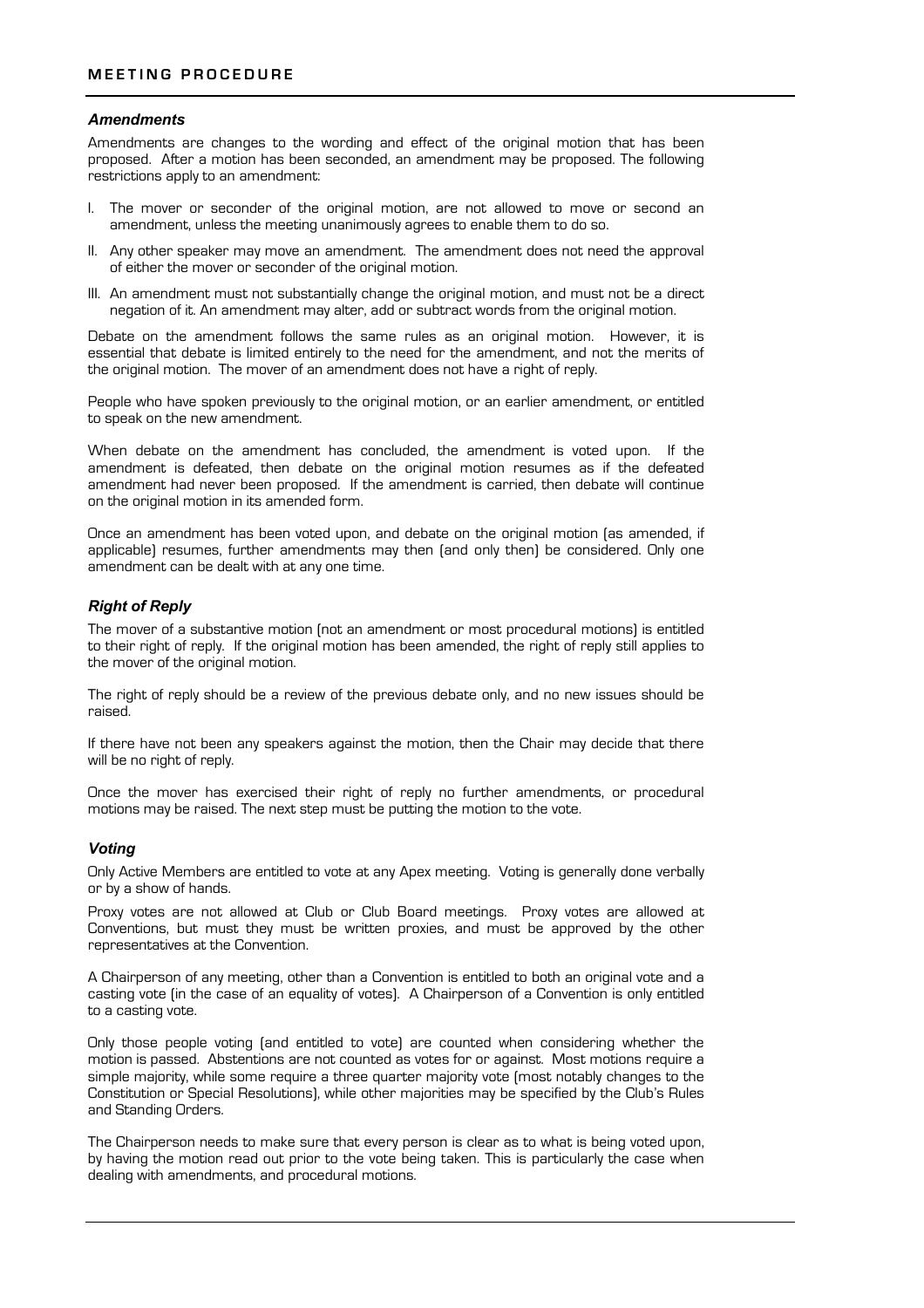## Amendments

Amendments are changes to the wording and effect of the original motion that has been proposed. After a motion has been seconded, an amendment may be proposed. The following restrictions apply to an amendment:

I. The mover or seconder of the original motion, are not allowed to move or second an amendment, unless the meeting unanimously agrees to enable them to do so.

II. Any other speaker may move an amendment. The amendment does not need the approval of either the mover or seconder of the original motion.

III. An amendment must not substantially change the original motion, and must not be a direct negation of it. An amendment may alter, add or subtract words from the original motion.

Debate on the amendment follows the same rules as an original motion. However, it is essential that debate is limited entirely to the need for the amendment, and not the merits of the original motion. The mover of an amendment does not have a right of reply.

People who have spoken previously to the original motion, or an earlier amendment, or entitled to speak on the new amendment.

When debate on the amendment has concluded, the amendment is voted upon. If the amendment is defeated, then debate on the original motion resumes as if the defeated amendment had never been proposed. If the amendment is carried, then debate will continue on the original motion in its amended form.

Once an amendment has been voted upon, and debate on the original motion (as amended, if applicable) resumes, further amendments may then (and only then) be considered. Only one amendment can be dealt with at any one time.

## Right of Reply

The mover of a substantive motion (not an amendment or most procedural motions) is entitled to their right of reply. If the original motion has been amended, the right of reply still applies to the mover of the original motion.

The right of reply should be a review of the previous debate only, and no new issues should be raised.

If there have not been any speakers against the motion, then the Chair may decide that there will be no right of reply.

Once the mover has exercised their right of reply no further amendments, or procedural motions may be raised. The next step must be putting the motion to the vote.

## Voting

Only Active Members are entitled to vote at any Apex meeting. Voting is generally done verbally or by a show of hands.

Proxy votes are not allowed at Club or Club Board meetings. Proxy votes are allowed at Conventions, but must they must be written proxies, and must be approved by the other representatives at the Convention.

A Chairperson of any meeting, other than a Convention is entitled to both an original vote and a casting vote (in the case of an equality of votes). A Chairperson of a Convention is only entitled to a casting vote.

Only those people voting (and entitled to vote) are counted when considering whether the motion is passed. Abstentions are not counted as votes for or against. Most motions require a simple majority, while some require a three quarter majority vote (most notably changes to the Constitution or Special Resolutions), while other majorities may be specified by the Club's Rules and Standing Orders.

The Chairperson needs to make sure that every person is clear as to what is being voted upon, by having the motion read out prior to the vote being taken. This is particularly the case when dealing with amendments, and procedural motions.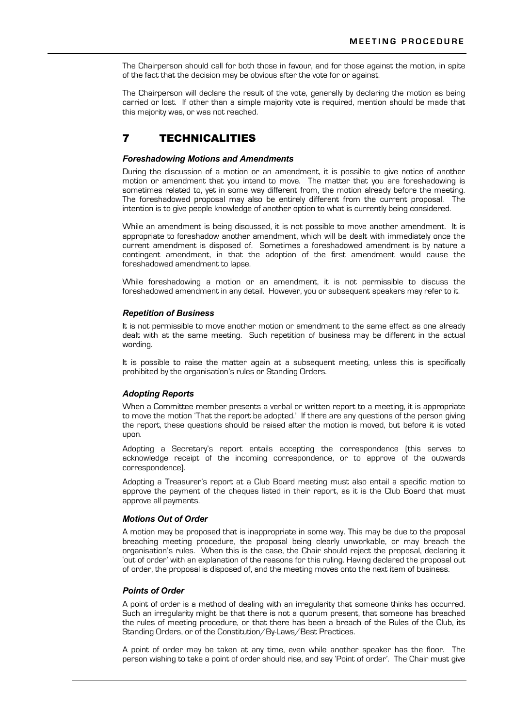The Chairperson should call for both those in favour, and for those against the motion, in spite of the fact that the decision may be obvious after the vote for or against.

The Chairperson will declare the result of the vote, generally by declaring the motion as being carried or lost. If other than a simple majority vote is required, mention should be made that this majority was, or was not reached.

## 7 TECHNICALITIES

### *Foreshadowing Motions and Amendments*

During the discussion of a motion or an amendment, it is possible to give notice of another motion or amendment that you intend to move. The matter that you are foreshadowing is sometimes related to, yet in some way different from, the motion already before the meeting. The foreshadowed proposal may also be entirely different from the current proposal. The intention is to give people knowledge of another option to what is currently being considered.

While an amendment is being discussed, it is not possible to move another amendment. It is appropriate to foreshadow another amendment, which will be dealt with immediately once the current amendment is disposed of. Sometimes a foreshadowed amendment is by nature a contingent amendment, in that the adoption of the first amendment would cause the foreshadowed amendment to lapse.

While foreshadowing a motion or an amendment, it is not permissible to discuss the foreshadowed amendment in any detail. However, you or subsequent speakers may refer to it.

### *Repetition of Business*

It is not permissible to move another motion or amendment to the same effect as one already dealt with at the same meeting. Such repetition of business may be different in the actual wording.

It is possible to raise the matter again at a subsequent meeting, unless this is specifically prohibited by the organisation's rules or Standing Orders.

### *Adopting Reports*

When a Committee member presents a verbal or written report to a meeting, it is appropriate to move the motion 'That the report be adopted.' If there are any questions of the person giving the report, these questions should be raised after the motion is moved, but before it is voted upon.

Adopting a Secretary's report entails accepting the correspondence (this serves to acknowledge receipt of the incoming correspondence, or to approve of the outwards correspondence).

Adopting a Treasurer's report at a Club Board meeting must also entail a specific motion to approve the payment of the cheques listed in their report, as it is the Club Board that must approve all payments.

### *Motions Out of Order*

A motion may be proposed that is inappropriate in some way. This may be due to the proposal breaching meeting procedure, the proposal being clearly unworkable, or may breach the organisation's rules. When this is the case, the Chair should reject the proposal, declaring it 'out of order' with an explanation of the reasons for this ruling. Having declared the proposal out of order, the proposal is disposed of, and the meeting moves onto the next item of business.

### *Points of Order*

A point of order is a method of dealing with an irregularity that someone thinks has occurred. Such an irregularity might be that there is not a quorum present, that someone has breached the rules of meeting procedure, or that there has been a breach of the Rules of the Club, its Standing Orders, or of the Constitution/By-Laws/Best Practices.

A point of order may be taken at any time, even while another speaker has the floor. The person wishing to take a point of order should rise, and say 'Point of order'. The Chair must give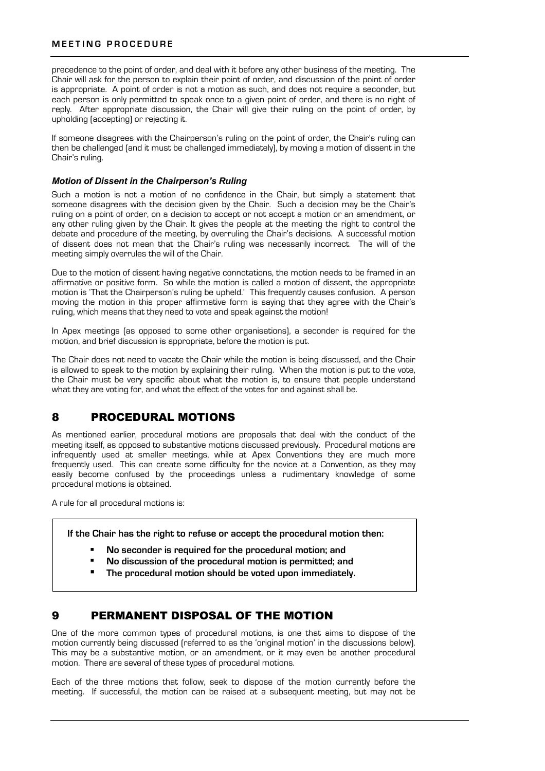precedence to the point of order, and deal with it before any other business of the meeting. The Chair will ask for the person to explain their point of order, and discussion of the point of order is appropriate. A point of order is not a motion as such, and does not require a seconder, but each person is only permitted to speak once to a given point of order, and there is no right of reply. After appropriate discussion, the Chair will give their ruling on the point of order, by upholding (accepting) or rejecting it.

If someone disagrees with the Chairperson's ruling on the point of order, the Chair's ruling can then be challenged (and it must be challenged immediately), by moving a motion of dissent in the Chair's ruling.

#### *Motion of Dissent in the Chairperson's Ruling*

Such a motion is not a motion of no confidence in the Chair, but simply a statement that someone disagrees with the decision given by the Chair. Such a decision may be the Chair's ruling on a point of order, on a decision to accept or not accept a motion or an amendment, or any other ruling given by the Chair. It gives the people at the meeting the right to control the debate and procedure of the meeting, by overruling the Chair's decisions. A successful motion of dissent does not mean that the Chair's ruling was necessarily incorrect. The will of the meeting simply overrules the will of the Chair.

Due to the motion of dissent having negative connotations, the motion needs to be framed in an affirmative or positive form. So while the motion is called a motion of dissent, the appropriate motion is 'That the Chairperson's ruling be upheld.' This frequently causes confusion. A person moving the motion in this proper affirmative form is saying that they agree with the Chair's ruling, which means that they need to vote and speak against the motion!

In Apex meetings (as opposed to some other organisations), a seconder is required for the motion, and brief discussion is appropriate, before the motion is put.

The Chair does not need to vacate the Chair while the motion is being discussed, and the Chair is allowed to speak to the motion by explaining their ruling. When the motion is put to the vote, the Chair must be very specific about what the motion is, to ensure that people understand what they are voting for, and what the effect of the votes for and against shall be.

## 8 PROCEDURAL MOTIONS

As mentioned earlier, procedural motions are proposals that deal with the conduct of the meeting itself, as opposed to substantive motions discussed previously. Procedural motions are infrequently used at smaller meetings, while at Apex Conventions they are much more frequently used. This can create some difficulty for the novice at a Convention, as they may easily become confused by the proceedings unless a rudimentary knowledge of some procedural motions is obtained.

A rule for all procedural motions is:

**If the Chair has the right to refuse or accept the procedural motion then:**

- **No seconder is required for the procedural motion; and**
- **No discussion of the procedural motion is permitted; and**
- **The procedural motion should be voted upon immediately.**

## 9 PERMANENT DISPOSAL OF THE MOTION

One of the more common types of procedural motions, is one that aims to dispose of the motion currently being discussed (referred to as the 'original motion' in the discussions below). This may be a substantive motion, or an amendment, or it may even be another procedural motion. There are several of these types of procedural motions.

Each of the three motions that follow, seek to dispose of the motion currently before the meeting. If successful, the motion can be raised at a subsequent meeting, but may not be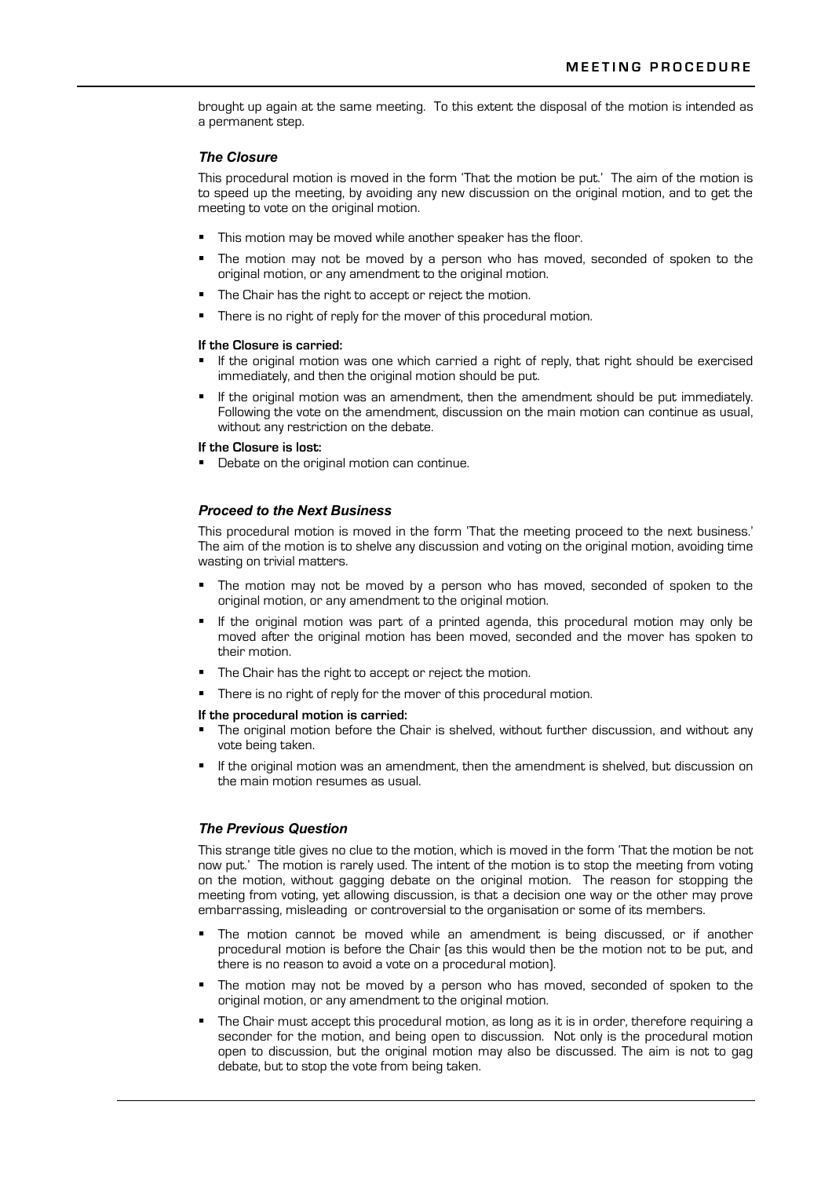brought up again at the same meeting. To this extent the disposal of the motion is intended as a permanent step.

### *The Closure*

This procedural motion is moved in the form 'That the motion be put.' The aim of the motion is to speed up the meeting, by avoiding any new discussion on the original motion, and to get the meeting to vote on the original motion.

- This motion may be moved while another speaker has the floor.
- The motion may not be moved by a person who has moved, seconded of spoken to the original motion, or any amendment to the original motion.
- The Chair has the right to accept or reject the motion.
- There is no right of reply for the mover of this procedural motion.

**If the Closure is carried:**

- If the original motion was one which carried a right of reply, that right should be exercised immediately, and then the original motion should be put.
- If the original motion was an amendment, then the amendment should be put immediately. Following the vote on the amendment, discussion on the main motion can continue as usual, without any restriction on the debate.

**If the Closure is lost:**

- Debate on the original motion can continue.

### *Proceed to the Next Business*

This procedural motion is moved in the form 'That the meeting proceed to the next business.' The aim of the motion is to shelve any discussion and voting on the original motion, avoiding time wasting on trivial matters.

- The motion may not be moved by a person who has moved, seconded of spoken to the original motion, or any amendment to the original motion.
- If the original motion was part of a printed agenda, this procedural motion may only be moved after the original motion has been moved, seconded and the mover has spoken to their motion.
- The Chair has the right to accept or reject the motion.
- There is no right of reply for the mover of this procedural motion.

**If the procedural motion is carried:**

- The original motion before the Chair is shelved, without further discussion, and without any vote being taken.
- If the original motion was an amendment, then the amendment is shelved, but discussion on the main motion resumes as usual.

### *The Previous Question*

This strange title gives no clue to the motion, which is moved in the form 'That the motion be not now put.' The motion is rarely used. The intent of the motion is to stop the meeting from voting on the motion, without gagging debate on the original motion. The reason for stopping the meeting from voting, yet allowing discussion, is that a decision one way or the other may prove embarrassing, misleading or controversial to the organisation or some of its members.

- The motion cannot be moved while an amendment is being discussed, or if another procedural motion is before the Chair (as this would then be the motion not to be put, and there is no reason to avoid a vote on a procedural motion).
- The motion may not be moved by a person who has moved, seconded of spoken to the original motion, or any amendment to the original motion.
- The Chair must accept this procedural motion, as long as it is in order, therefore requiring a seconder for the motion, and being open to discussion. Not only is the procedural motion open to discussion, but the original motion may also be discussed. The aim is not to gag debate, but to stop the vote from being taken.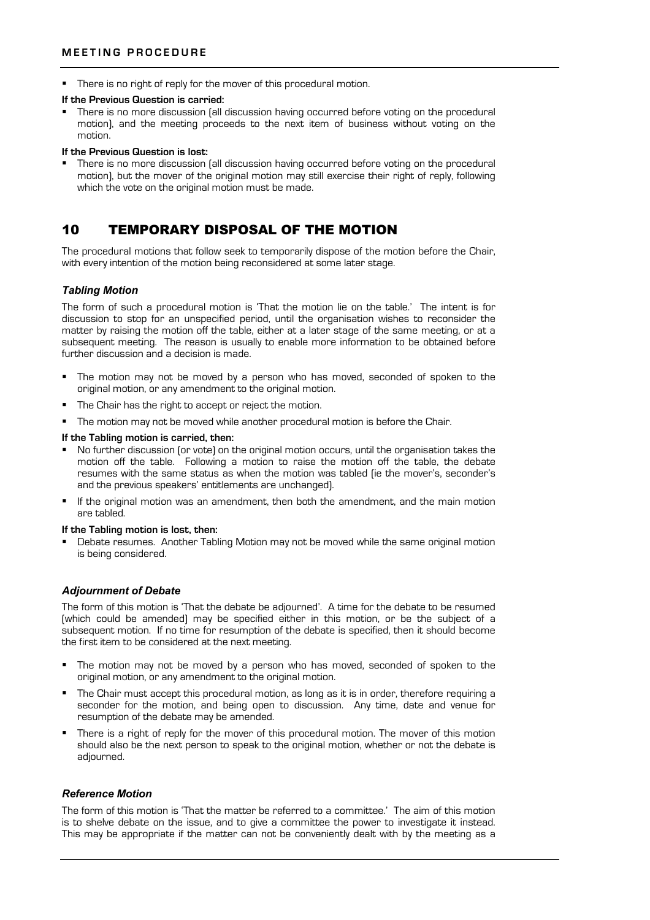- There is no right of reply for the mover of this procedural motion.

**If the Previous Question is carried:**

- There is no more discussion (all discussion having occurred before voting on the procedural motion), and the meeting proceeds to the next item of business without voting on the motion.

**If the Previous Question is lost:**

- There is no more discussion (all discussion having occurred before voting on the procedural motion), but the mover of the original motion may still exercise their right of reply, following which the vote on the original motion must be made.

## 10 TEMPORARY DISPOSAL OF THE MOTION

The procedural motions that follow seek to temporarily dispose of the motion before the Chair, with every intention of the motion being reconsidered at some later stage.

### *Tabling Motion*

The form of such a procedural motion is 'That the motion lie on the table.' The intent is for discussion to stop for an unspecified period, until the organisation wishes to reconsider the matter by raising the motion off the table, either at a later stage of the same meeting, or at a subsequent meeting. The reason is usually to enable more information to be obtained before further discussion and a decision is made.

- The motion may not be moved by a person who has moved, seconded of spoken to the original motion, or any amendment to the original motion.
- The Chair has the right to accept or reject the motion.
- The motion may not be moved while another procedural motion is before the Chair.

**If the Tabling motion is carried, then:**

- No further discussion (or vote) on the original motion occurs, until the organisation takes the motion off the table. Following a motion to raise the motion off the table, the debate resumes with the same status as when the motion was tabled (ie the mover's, seconder's and the previous speakers' entitlements are unchanged).
- If the original motion was an amendment, then both the amendment, and the main motion are tabled.

**If the Tabling motion is lost, then:**

- Debate resumes. Another Tabling Motion may not be moved while the same original motion is being considered.

### *Adjournment of Debate*

The form of this motion is 'That the debate be adjourned'. A time for the debate to be resumed (which could be amended) may be specified either in this motion, or be the subject of a subsequent motion. If no time for resumption of the debate is specified, then it should become the first item to be considered at the next meeting.

- The motion may not be moved by a person who has moved, seconded of spoken to the original motion, or any amendment to the original motion.
- The Chair must accept this procedural motion, as long as it is in order, therefore requiring a seconder for the motion, and being open to discussion. Any time, date and venue for resumption of the debate may be amended.
- There is a right of reply for the mover of this procedural motion. The mover of this motion should also be the next person to speak to the original motion, whether or not the debate is adjourned.

### *Reference Motion*

The form of this motion is 'That the matter be referred to a committee.' The aim of this motion is to shelve debate on the issue, and to give a committee the power to investigate it instead. This may be appropriate if the matter can not be conveniently dealt with by the meeting as a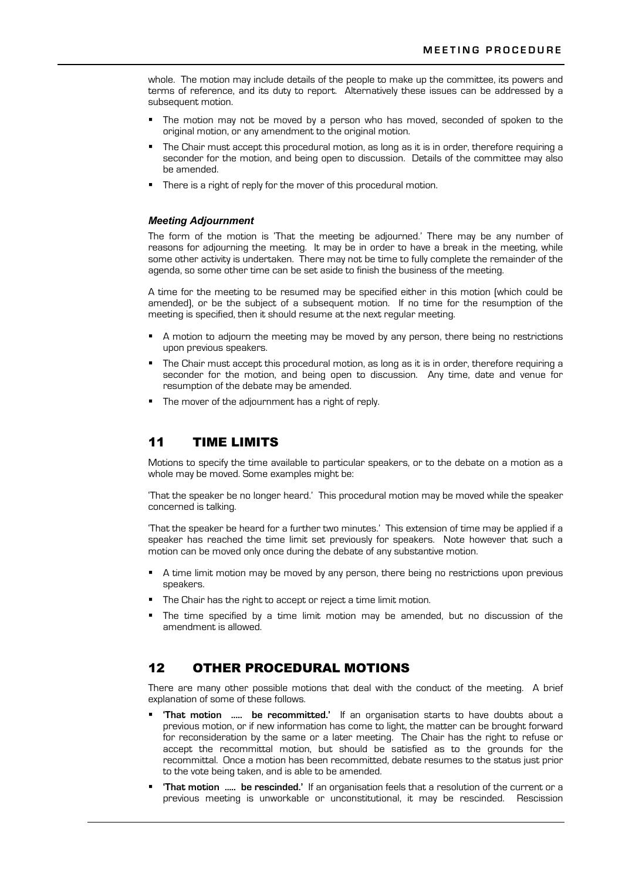whole. The motion may include details of the people to make up the committee, its powers and terms of reference, and its duty to report. Alternatively these issues can be addressed by a subsequent motion.

- The motion may not be moved by a person who has moved, seconded of spoken to the original motion, or any amendment to the original motion.
- The Chair must accept this procedural motion, as long as it is in order, therefore requiring a seconder for the motion, and being open to discussion. Details of the committee may also be amended.
- There is a right of reply for the mover of this procedural motion.

### *Meeting Adjournment*

The form of the motion is 'That the meeting be adjourned.' There may be any number of reasons for adjourning the meeting. It may be in order to have a break in the meeting, while some other activity is undertaken. There may not be time to fully complete the remainder of the agenda, so some other time can be set aside to finish the business of the meeting.

A time for the meeting to be resumed may be specified either in this motion (which could be amended), or be the subject of a subsequent motion. If no time for the resumption of the meeting is specified, then it should resume at the next regular meeting.

- A motion to adjourn the meeting may be moved by any person, there being no restrictions upon previous speakers.
- The Chair must accept this procedural motion, as long as it is in order, therefore requiring a seconder for the motion, and being open to discussion. Any time, date and venue for resumption of the debate may be amended.
- The mover of the adjournment has a right of reply.

## 11 TIME LIMITS

Motions to specify the time available to particular speakers, or to the debate on a motion as a whole may be moved. Some examples might be:

'That the speaker be no longer heard.' This procedural motion may be moved while the speaker concerned is talking.

'That the speaker be heard for a further two minutes.' This extension of time may be applied if a speaker has reached the time limit set previously for speakers. Note however that such a motion can be moved only once during the debate of any substantive motion.

- A time limit motion may be moved by any person, there being no restrictions upon previous speakers.
- The Chair has the right to accept or reject a time limit motion.
- The time specified by a time limit motion may be amended, but no discussion of the amendment is allowed.

## 12 OTHER PROCEDURAL MOTIONS

There are many other possible motions that deal with the conduct of the meeting. A brief explanation of some of these follows.

- **'That motion ..... be recommitted.'** If an organisation starts to have doubts about a previous motion, or if new information has come to light, the matter can be brought forward for reconsideration by the same or a later meeting. The Chair has the right to refuse or accept the recommittal motion, but should be satisfied as to the grounds for the recommittal. Once a motion has been recommitted, debate resumes to the status just prior to the vote being taken, and is able to be amended.
- **'That motion ..... be rescinded.'** If an organisation feels that a resolution of the current or a previous meeting is unworkable or unconstitutional, it may be rescinded. Rescission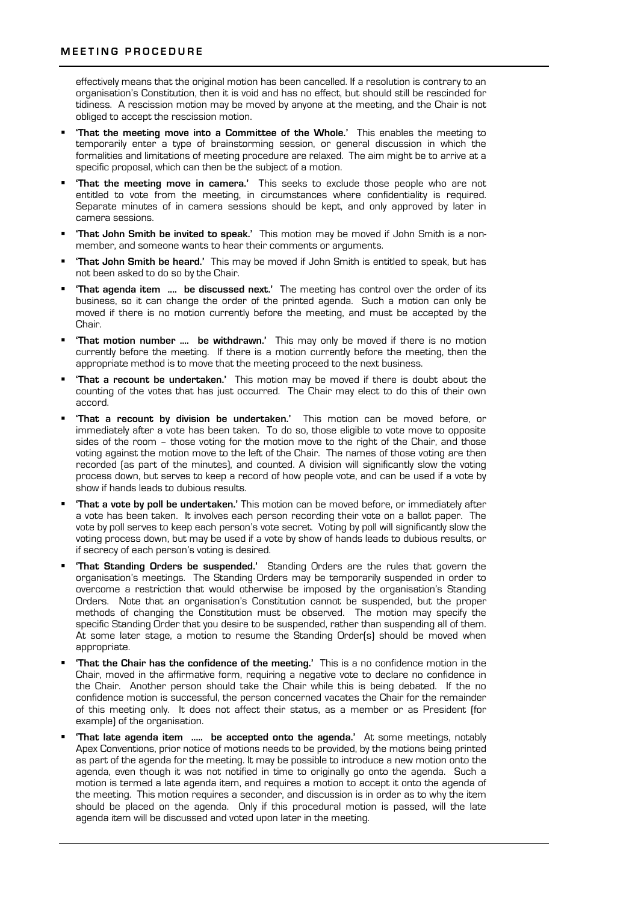effectively means that the original motion has been cancelled. If a resolution is contrary to an organisation's Constitution, then it is void and has no effect, but should still be rescinded for tidiness. A rescission motion may be moved by anyone at the meeting, and the Chair is not obliged to accept the rescission motion.

- **'That the meeting move into a Committee of the Whole.'** This enables the meeting to temporarily enter a type of brainstorming session, or general discussion in which the formalities and limitations of meeting procedure are relaxed. The aim might be to arrive at a specific proposal, which can then be the subject of a motion.
- **'That the meeting move in camera.'** This seeks to exclude those people who are not entitled to vote from the meeting, in circumstances where confidentiality is required. Separate minutes of in camera sessions should be kept, and only approved by later in camera sessions.
- **'That John Smith be invited to speak.'** This motion may be moved if John Smith is a non-member, and someone wants to hear their comments or arguments.
- **'That John Smith be heard.'** This may be moved if John Smith is entitled to speak, but has not been asked to do so by the Chair.
- **'That agenda item .... be discussed next.'** The meeting has control over the order of its business, so it can change the order of the printed agenda. Such a motion can only be moved if there is no motion currently before the meeting, and must be accepted by the Chair.
- **'That motion number .... be withdrawn.'** This may only be moved if there is no motion currently before the meeting. If there is a motion currently before the meeting, then the appropriate method is to move that the meeting proceed to the next business.
- **'That a recount be undertaken.'** This motion may be moved if there is doubt about the counting of the votes that has just occurred. The Chair may elect to do this of their own accord.
- **'That a recount by division be undertaken.'** This motion can be moved before, or immediately after a vote has been taken. To do so, those eligible to vote move to opposite sides of the room – those voting for the motion move to the right of the Chair, and those voting against the motion move to the left of the Chair. The names of those voting are then recorded (as part of the minutes), and counted. A division will significantly slow the voting process down, but serves to keep a record of how people vote, and can be used if a vote by show if hands leads to dubious results.
- **'That a vote by poll be undertaken.'** This motion can be moved before, or immediately after a vote has been taken. It involves each person recording their vote on a ballot paper. The vote by poll serves to keep each person's vote secret. Voting by poll will significantly slow the voting process down, but may be used if a vote by show of hands leads to dubious results, or if secrecy of each person's voting is desired.
- **'That Standing Orders be suspended.'** Standing Orders are the rules that govern the organisation's meetings. The Standing Orders may be temporarily suspended in order to overcome a restriction that would otherwise be imposed by the organisation's Standing Orders. Note that an organisation's Constitution cannot be suspended, but the proper methods of changing the Constitution must be observed. The motion may specify the specific Standing Order that you desire to be suspended, rather than suspending all of them. At some later stage, a motion to resume the Standing Order(s) should be moved when appropriate.
- **'That the Chair has the confidence of the meeting.'** This is a no confidence motion in the Chair, moved in the affirmative form, requiring a negative vote to declare no confidence in the Chair. Another person should take the Chair while this is being debated. If the no confidence motion is successful, the person concerned vacates the Chair for the remainder of this meeting only. It does not affect their status, as a member or as President (for example) of the organisation.
- **'That late agenda item ..... be accepted onto the agenda.'** At some meetings, notably Apex Conventions, prior notice of motions needs to be provided, by the motions being printed as part of the agenda for the meeting. It may be possible to introduce a new motion onto the agenda, even though it was not notified in time to originally go onto the agenda. Such a motion is termed a late agenda item, and requires a motion to accept it onto the agenda of the meeting. This motion requires a seconder, and discussion is in order as to why the item should be placed on the agenda. Only if this procedural motion is passed, will the late agenda item will be discussed and voted upon later in the meeting.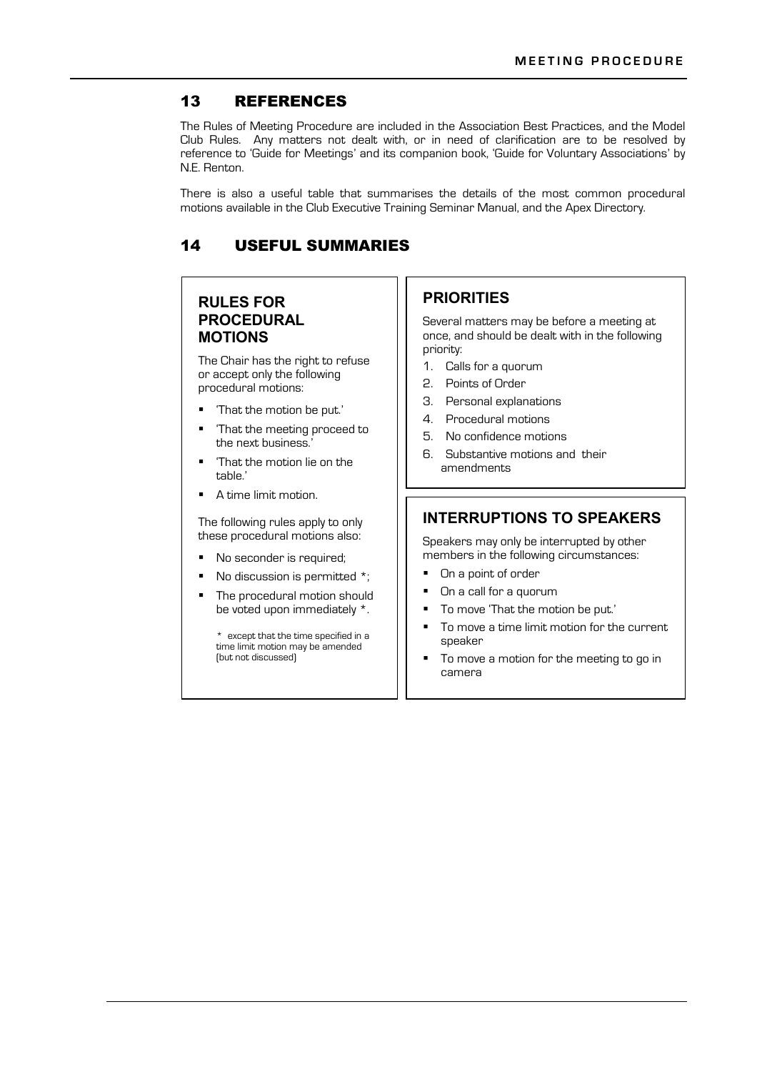## 13 REFERENCES

The Rules of Meeting Procedure are included in the Association Best Practices, and the Model Club Rules. Any matters not dealt with, or in need of clarification are to be resolved by reference to 'Guide for Meetings' and its companion book, 'Guide for Voluntary Associations' by N.E. Renton.

There is also a useful table that summarises the details of the most common procedural motions available in the Club Executive Training Seminar Manual, and the Apex Directory.

## 14 USEFUL SUMMARIES

### RULES FOR PROCEDURAL MOTIONS

The Chair has the right to refuse or accept only the following procedural motions:

- 'That the motion be put.'
- 'That the meeting proceed to the next business.'
- 'That the motion lie on the table.'
- A time limit motion.

The following rules apply to only these procedural motions also:

- No seconder is required;
- No discussion is permitted *;
- The procedural motion should be voted upon immediately *.

\* except that the time specified in a time limit motion may be amended (but not discussed)

### PRIORITIES

Several matters may be before a meeting at once, and should be dealt with in the following priority:

1. Calls for a quorum
2. Points of Order
3. Personal explanations
4. Procedural motions
5. No confidence motions
6. Substantive motions and their amendments

### INTERRUPTIONS TO SPEAKERS

Speakers may only be interrupted by other members in the following circumstances:

- On a point of order
- On a call for a quorum
- To move 'That the motion be put.'
- To move a time limit motion for the current speaker
- To move a motion for the meeting to go in camera